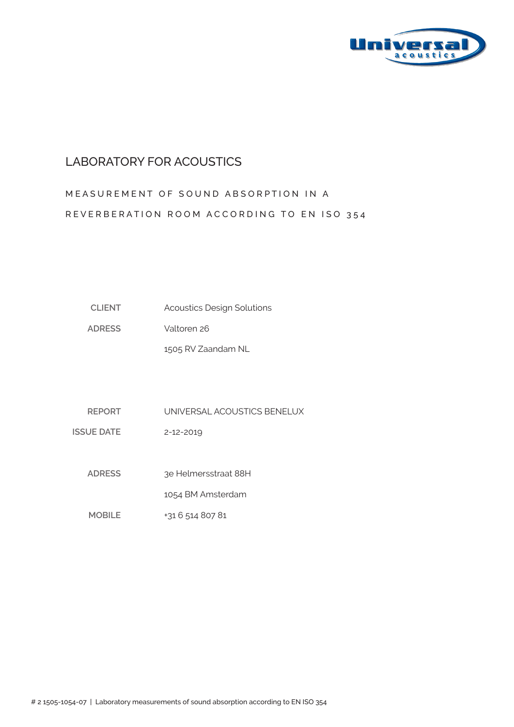# LABORATORY FOR ACOUSTICS

## MEASUREMENT OF SOUND ABSORPTION IN A REVERBERATION ROOM ACCORDING TO EN ISO 354

| | |
|---|---|
| **CLIENT** | Acoustics Design Solutions |
| **ADRESS** | Valtoren 26 |
| | 1505 RV Zaandam NL |

| | |
|---|---|
| **REPORT** | UNIVERSAL ACOUSTICS BENELUX |
| **ISSUE DATE** | 2-12-2019 |
| | |
| **ADRESS** | 3e Helmersstraat 88H |
| | 1054 BM Amsterdam |
| **MOBILE** | +31 6 514 807 81 |

# 2 1505-1054-07 | Laboratory measurements of sound absorption according to EN ISO 354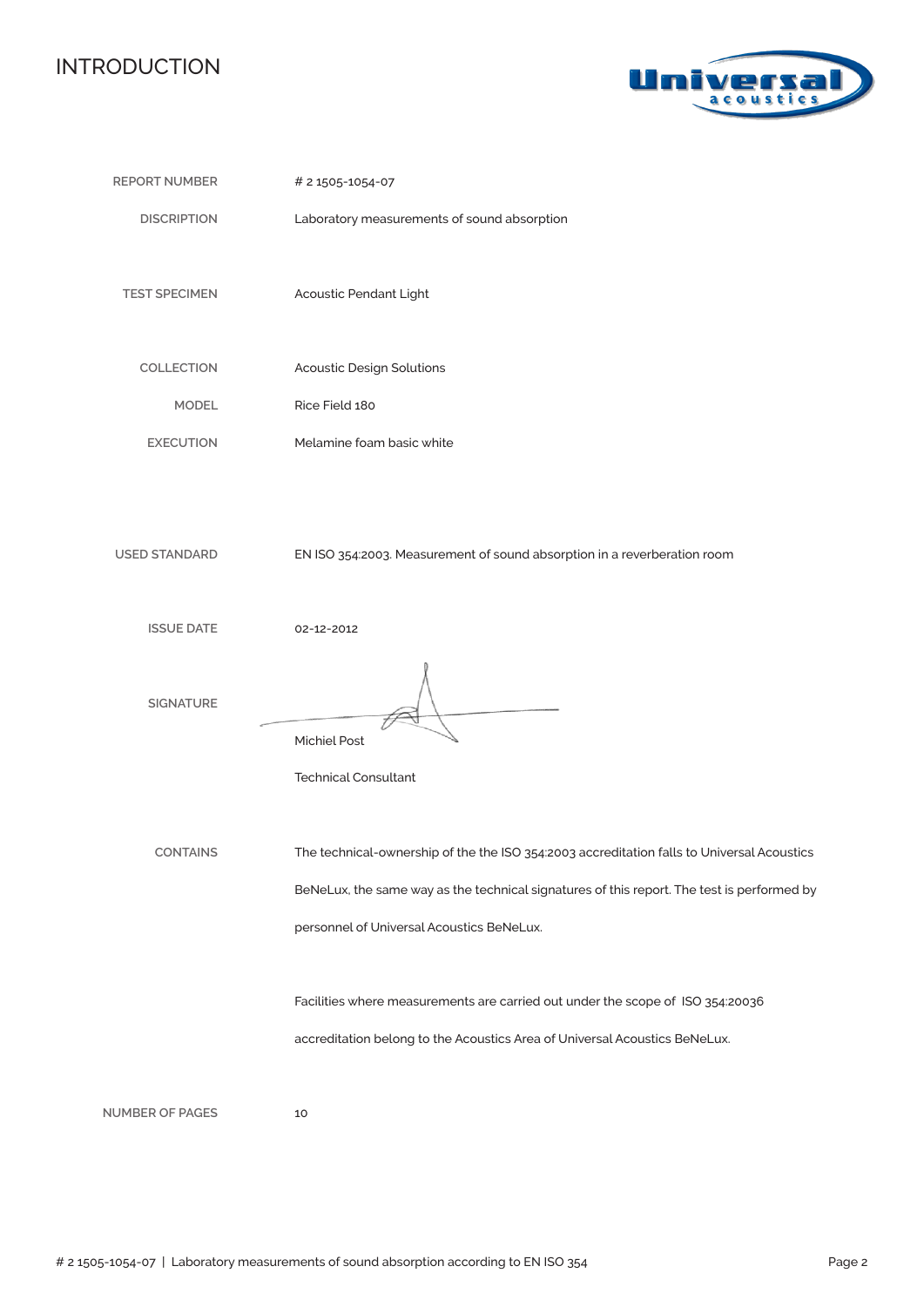# INTRODUCTION

| | |
|---|---|
| REPORT NUMBER | # 2 1505-1054-07 |
| DISCRIPTION | Laboratory measurements of sound absorption |
| TEST SPECIMEN | Acoustic Pendant Light |
| COLLECTION | Acoustic Design Solutions |
| MODEL | Rice Field 180 |
| EXECUTION | Melamine foam basic white |
| USED STANDARD | EN ISO 354:2003. Measurement of sound absorption in a reverberation room |
| ISSUE DATE | 02-12-2012 |
| SIGNATURE | Michiel Post<br>Technical Consultant |
| CONTAINS | The technical-ownership of the the ISO 354:2003 accreditation falls to Universal Acoustics BeNeLux, the same way as the technical signatures of this report. The test is performed by personnel of Universal Acoustics BeNeLux.<br><br>Facilities where measurements are carried out under the scope of ISO 354:20036 accreditation belong to the Acoustics Area of Universal Acoustics BeNeLux. |
| NUMBER OF PAGES | 10 |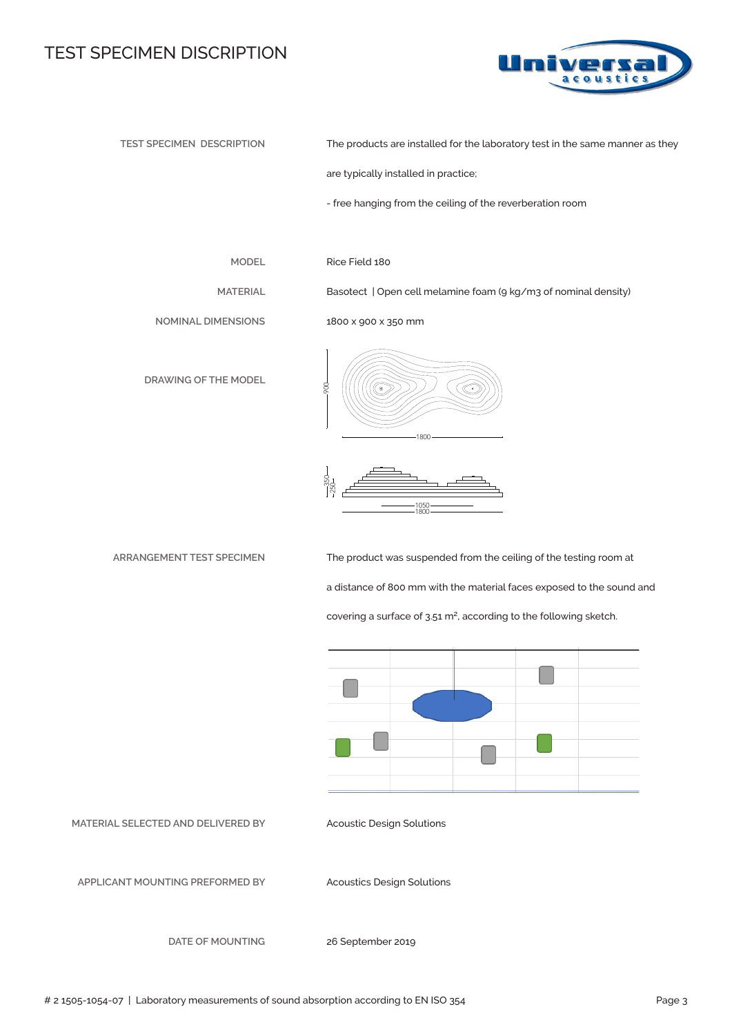# TEST SPECIMEN DISCRIPTION

| | |
|---|---|
| TEST SPECIMEN DESCRIPTION | The products are installed for the laboratory test in the same manner as they are typically installed in practice;<br>- free hanging from the ceiling of the reverberation room |
| MODEL | Rice Field 180 |
| MATERIAL | Basotect \| Open cell melamine foam (9 kg/m3 of nominal density) |
| NOMINAL DIMENSIONS | 1800 x 900 x 350 mm |
| DRAWING OF THE MODEL | |
| ARRANGEMENT TEST SPECIMEN | The product was suspended from the ceiling of the testing room at a distance of 800 mm with the material faces exposed to the sound and covering a surface of 3.51 m², according to the following sketch. |
| MATERIAL SELECTED AND DELIVERED BY | Acoustic Design Solutions |
| APPLICANT MOUNTING PREFORMED BY | Acoustics Design Solutions |
| DATE OF MOUNTING | 26 September 2019 |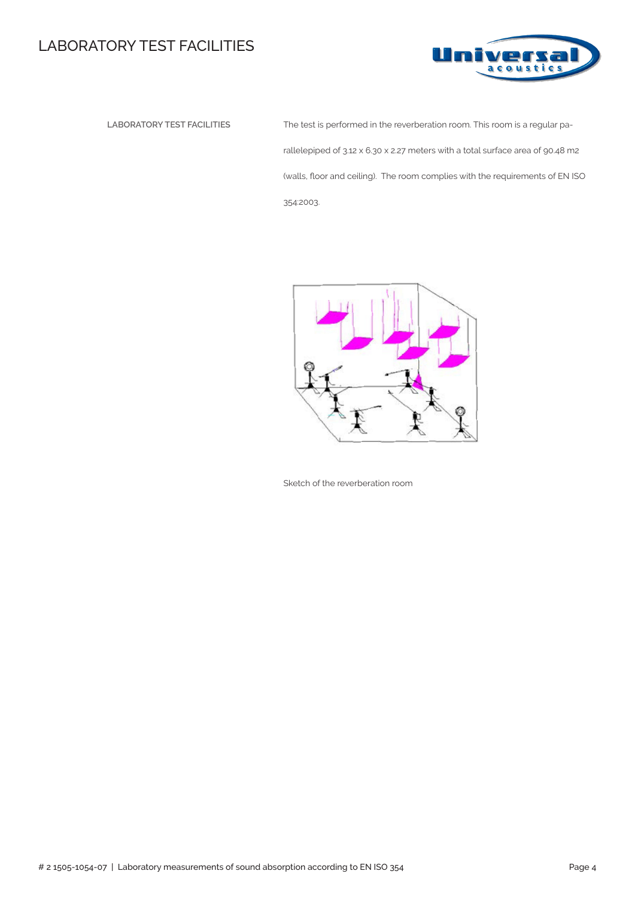# LABORATORY TEST FACILITIES

**LABORATORY TEST FACILITIES**

The test is performed in the reverberation room. This room is a regular parallelepiped of 3.12 x 6.30 x 2.27 meters with a total surface area of 90.48 m2 (walls, floor and ceiling). The room complies with the requirements of EN ISO 354:2003.

Sketch of the reverberation room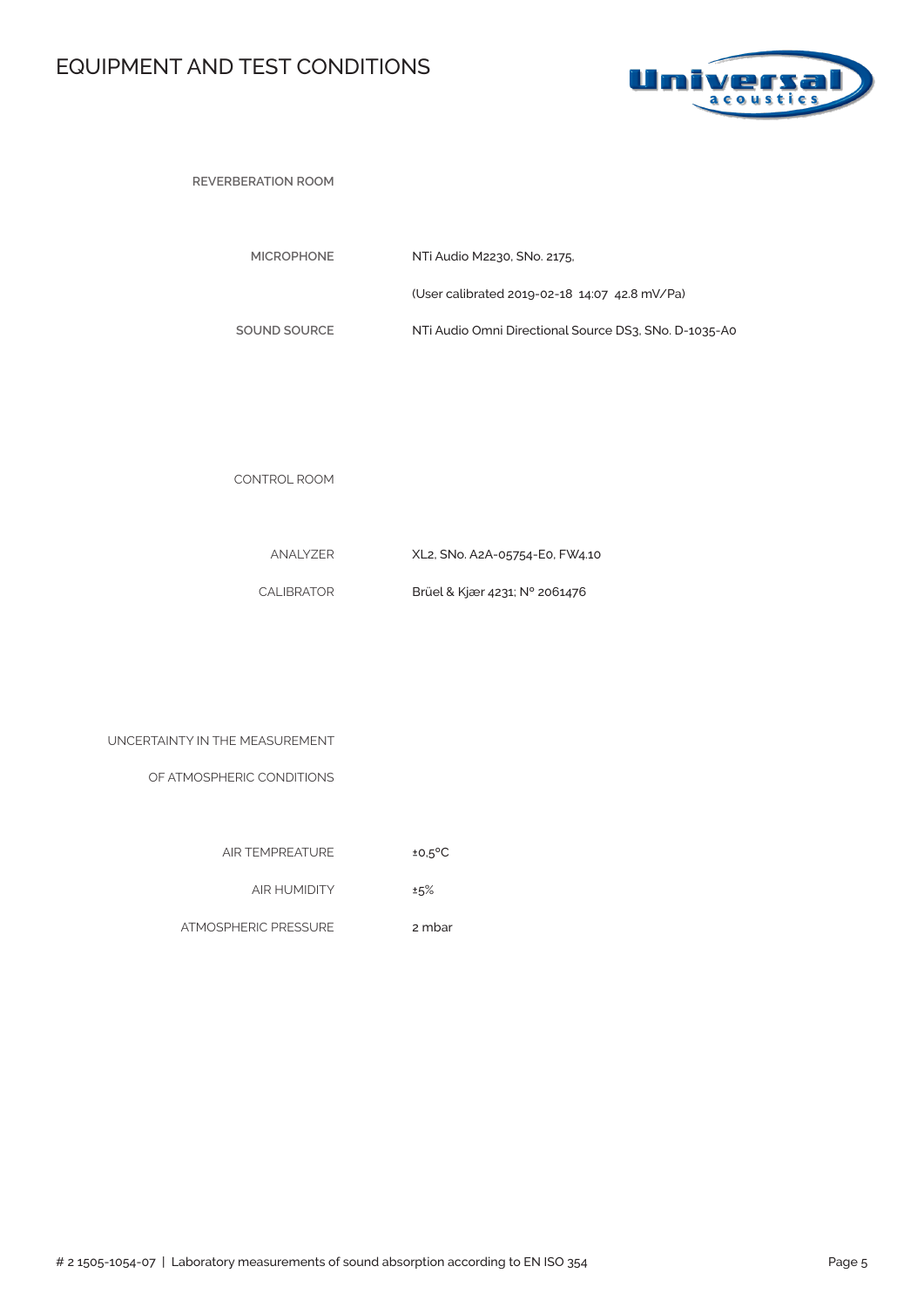# EQUIPMENT AND TEST CONDITIONS

**REVERBERATION ROOM**

| | |
|---|---|
| **MICROPHONE** | NTi Audio M2230, SNo. 2175, |
| | (User calibrated 2019-02-18 14:07 42.8 mV/Pa) |
| **SOUND SOURCE** | NTi Audio Omni Directional Source DS3, SNo. D-1035-A0 |

CONTROL ROOM

| | |
|---|---|
| ANALYZER | XL2, SNo. A2A-05754-E0, FW4.10 |
| CALIBRATOR | Brüel & Kjær 4231; Nº 2061476 |

UNCERTAINTY IN THE MEASUREMENT OF ATMOSPHERIC CONDITIONS

| | |
|---|---|
| AIR TEMPREATURE | ±0,5ºC |
| AIR HUMIDITY | ±5% |
| ATMOSPHERIC PRESSURE | 2 mbar |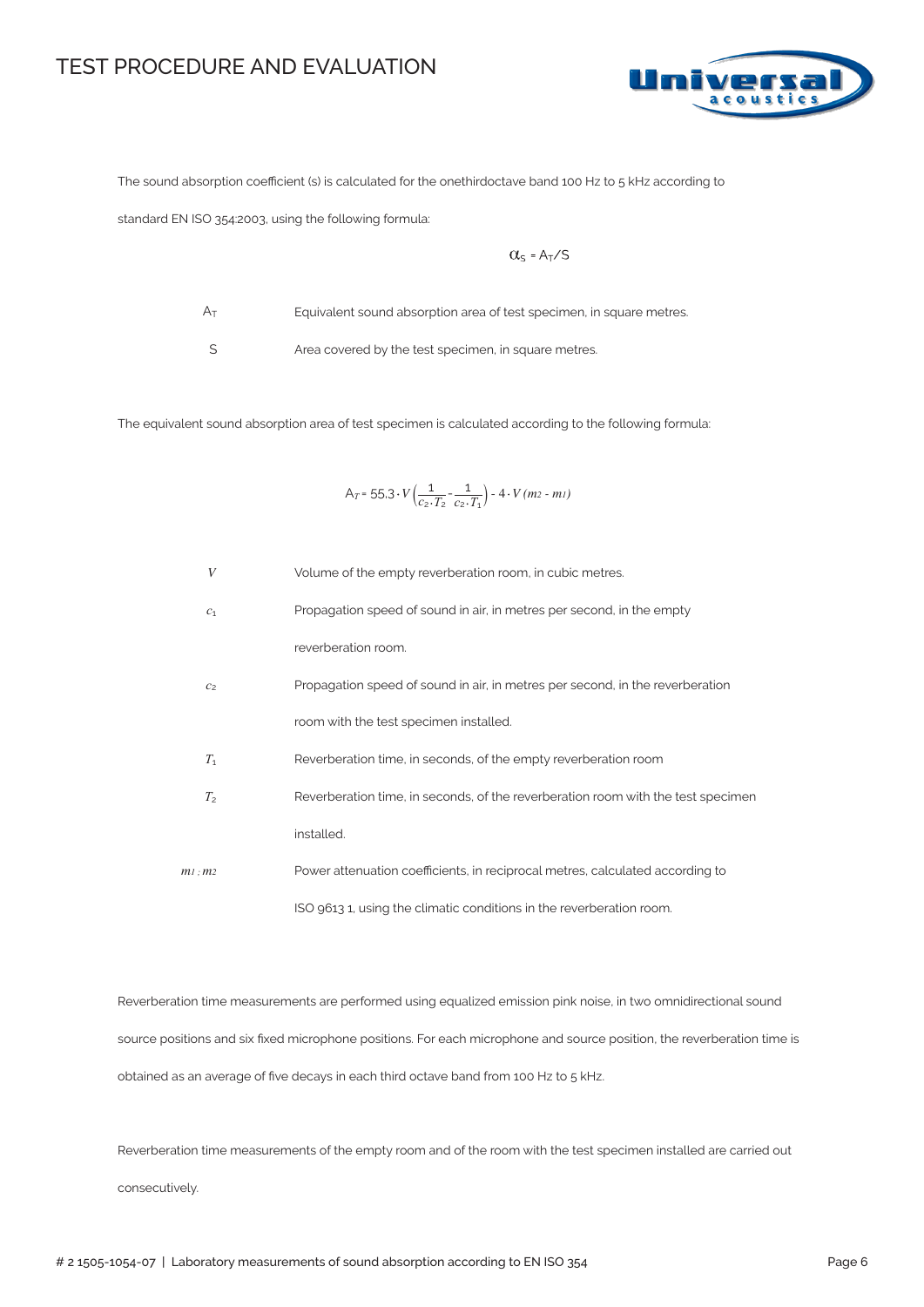# TEST PROCEDURE AND EVALUATION

The sound absorption coefficient (s) is calculated for the onethirdoctave band 100 Hz to 5 kHz according to standard EN ISO 354:2003, using the following formula:

$$\alpha_S = A_T/S$$

| | |
|---|---|
| $A_T$ | Equivalent sound absorption area of test specimen, in square metres. |
| $S$ | Area covered by the test specimen, in square metres. |

The equivalent sound absorption area of test specimen is calculated according to the following formula:

$$A_T = 55{,}3 \cdot V\left(\frac{1}{c_2 \cdot T_2} - \frac{1}{c_2 \cdot T_1}\right) - 4 \cdot V\,(m_2 - m_1)$$

| | |
|---|---|
| $V$ | Volume of the empty reverberation room, in cubic metres. |
| $c_1$ | Propagation speed of sound in air, in metres per second, in the empty reverberation room. |
| $c_2$ | Propagation speed of sound in air, in metres per second, in the reverberation room with the test specimen installed. |
| $T_1$ | Reverberation time, in seconds, of the empty reverberation room |
| $T_2$ | Reverberation time, in seconds, of the reverberation room with the test specimen installed. |
| $m_1$ ; $m_2$ | Power attenuation coefficients, in reciprocal metres, calculated according to ISO 9613 1, using the climatic conditions in the reverberation room. |

Reverberation time measurements are performed using equalized emission pink noise, in two omnidirectional sound source positions and six fixed microphone positions. For each microphone and source position, the reverberation time is obtained as an average of five decays in each third octave band from 100 Hz to 5 kHz.

Reverberation time measurements of the empty room and of the room with the test specimen installed are carried out consecutively.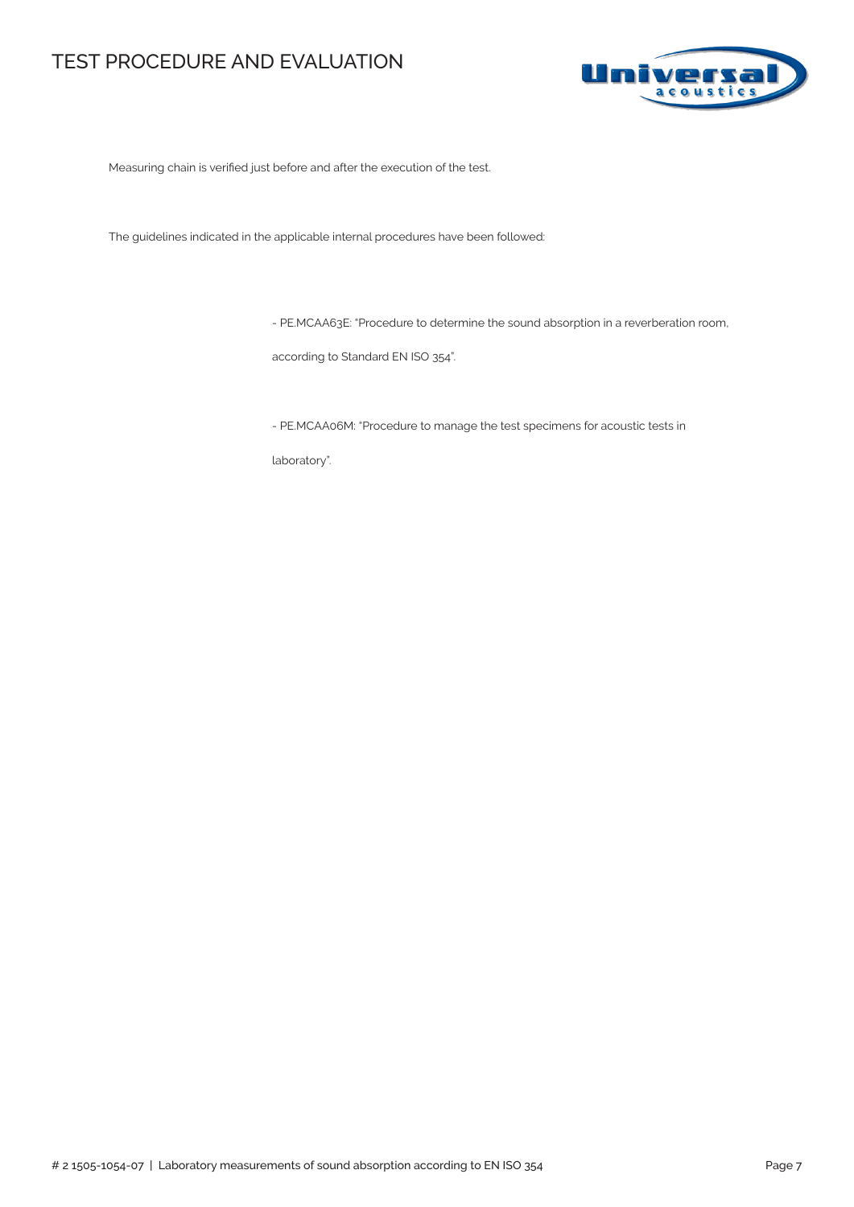# TEST PROCEDURE AND EVALUATION

Measuring chain is verified just before and after the execution of the test.

The guidelines indicated in the applicable internal procedures have been followed:

- PE.MCAA63E: "Procedure to determine the sound absorption in a reverberation room, according to Standard EN ISO 354".

- PE.MCAA06M: "Procedure to manage the test specimens for acoustic tests in laboratory".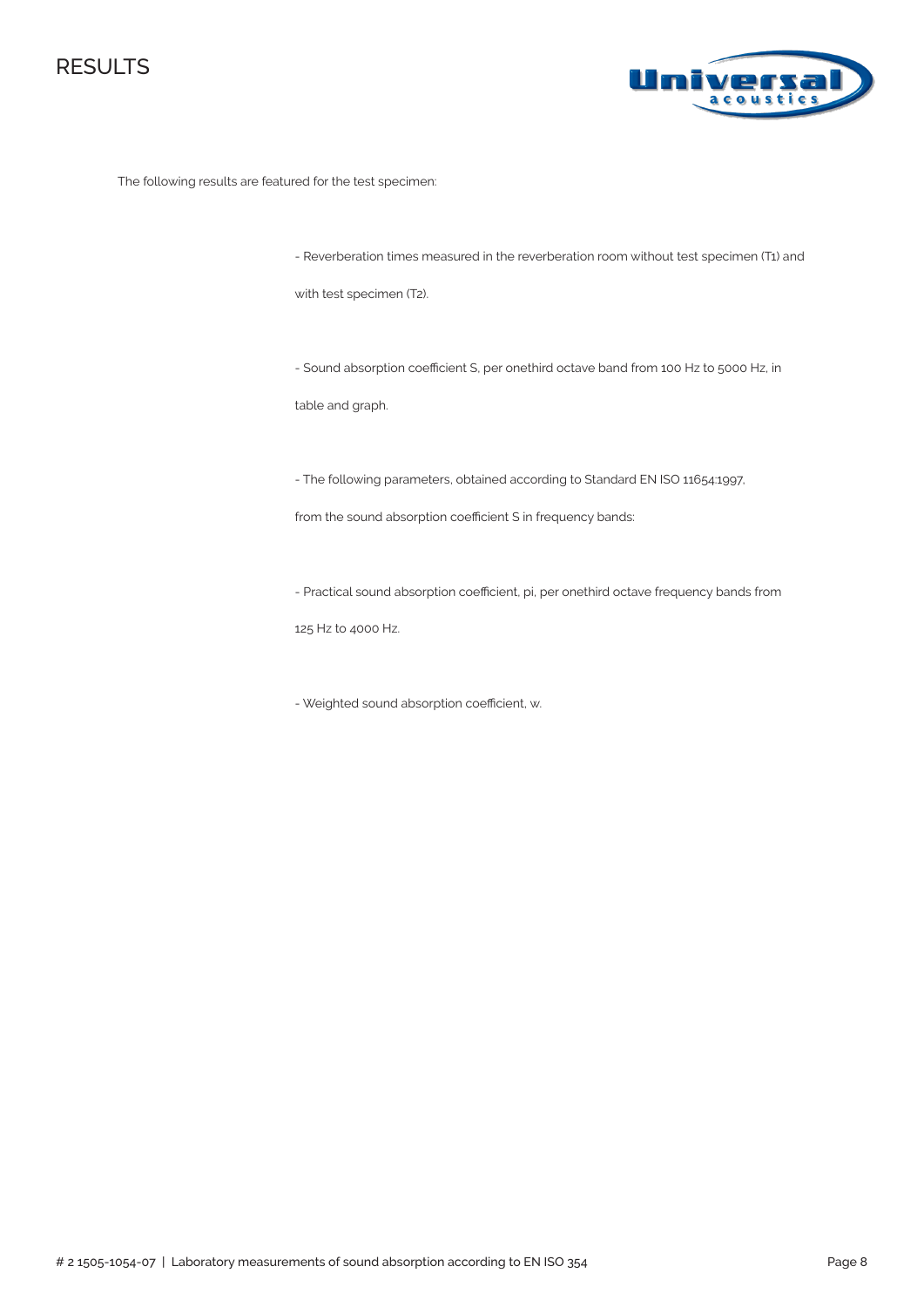# RESULTS

The following results are featured for the test specimen:

- Reverberation times measured in the reverberation room without test specimen (T1) and with test specimen (T2).

- Sound absorption coefficient S, per onethird octave band from 100 Hz to 5000 Hz, in table and graph.

- The following parameters, obtained according to Standard EN ISO 11654:1997, from the sound absorption coefficient S in frequency bands:

- Practical sound absorption coefficient, pi, per onethird octave frequency bands from 125 Hz to 4000 Hz.

- Weighted sound absorption coefficient, w.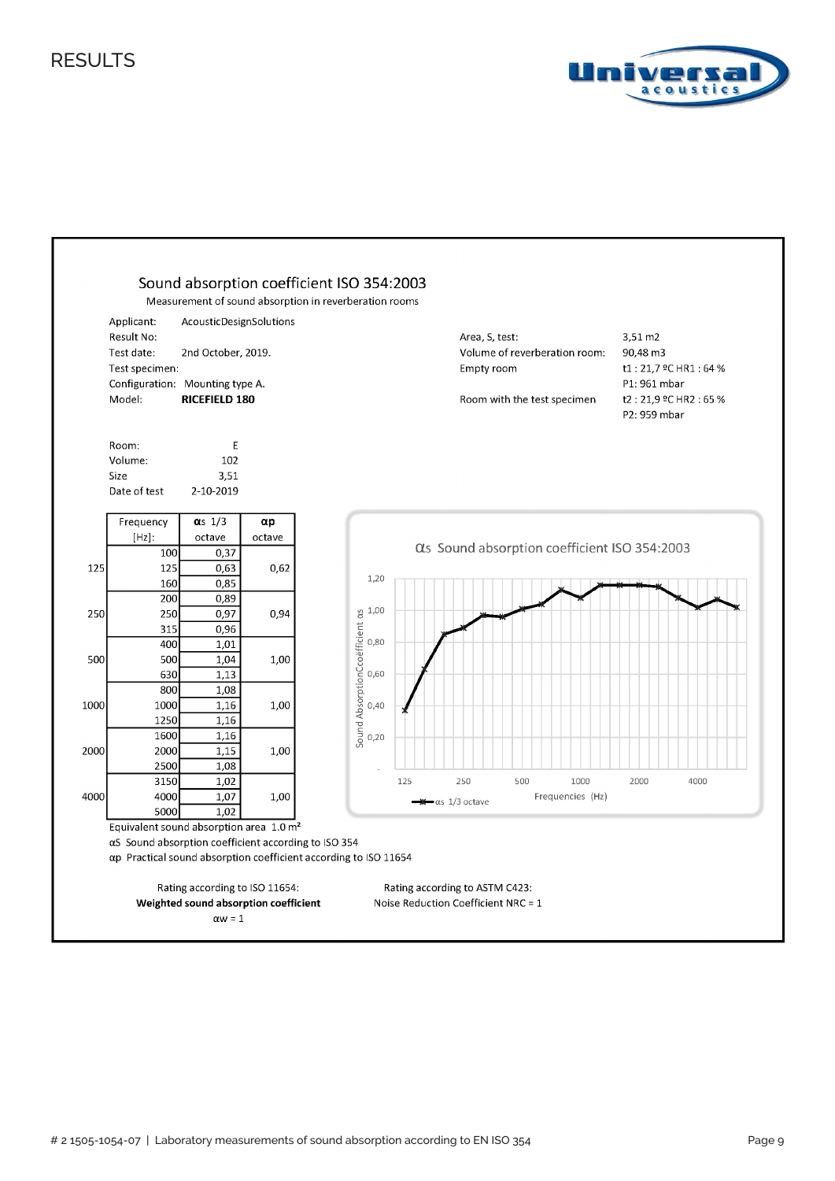# RESULTS

## Sound absorption coefficient ISO 354:2003

Measurement of sound absorption in reverberation rooms

Applicant: AcousticDesignSolutions
Result No:
Test date: 2nd October, 2019.
Test specimen:
Configuration: Mounting type A.
Model: **RICEFIELD 180**

Area, S, test: 3,51 m2
Volume of reverberation room: 90,48 m3
Empty room: t1 : 21,7 ºC HR1 : 64 %
P1: 961 mbar
Room with the test specimen: t2 : 21,9 ºC HR2 : 65 %
P2: 959 mbar

Room: E
Volume: 102
Size: 3,51
Date of test: 2-10-2019

| | Frequency [Hz]: | αs 1/3 octave | αp octave |
|---|---|---|---|
| | 100 | 0,37 | |
| 125 | 125 | 0,63 | 0,62 |
| | 160 | 0,85 | |
| | 200 | 0,89 | |
| 250 | 250 | 0,97 | 0,94 |
| | 315 | 0,96 | |
| | 400 | 1,01 | |
| 500 | 500 | 1,04 | 1,00 |
| | 630 | 1,13 | |
| | 800 | 1,08 | |
| 1000 | 1000 | 1,16 | 1,00 |
| | 1250 | 1,16 | |
| | 1600 | 1,16 | |
| 2000 | 2000 | 1,15 | 1,00 |
| | 2500 | 1,08 | |
| | 3150 | 1,02 | |
| 4000 | 4000 | 1,07 | 1,00 |
| | 5000 | 1,02 | |

Equivalent sound absorption area 1.0 m²

αS Sound absorption coefficient according to ISO 354

αp Practical sound absorption coefficient according to ISO 11654

Rating according to ISO 11654:
**Weighted sound absorption coefficient**
αw = 1

Rating according to ASTM C423:
Noise Reduction Coefficient NRC = 1

# 2 1505-1054-07 | Laboratory measurements of sound absorption according to EN ISO 354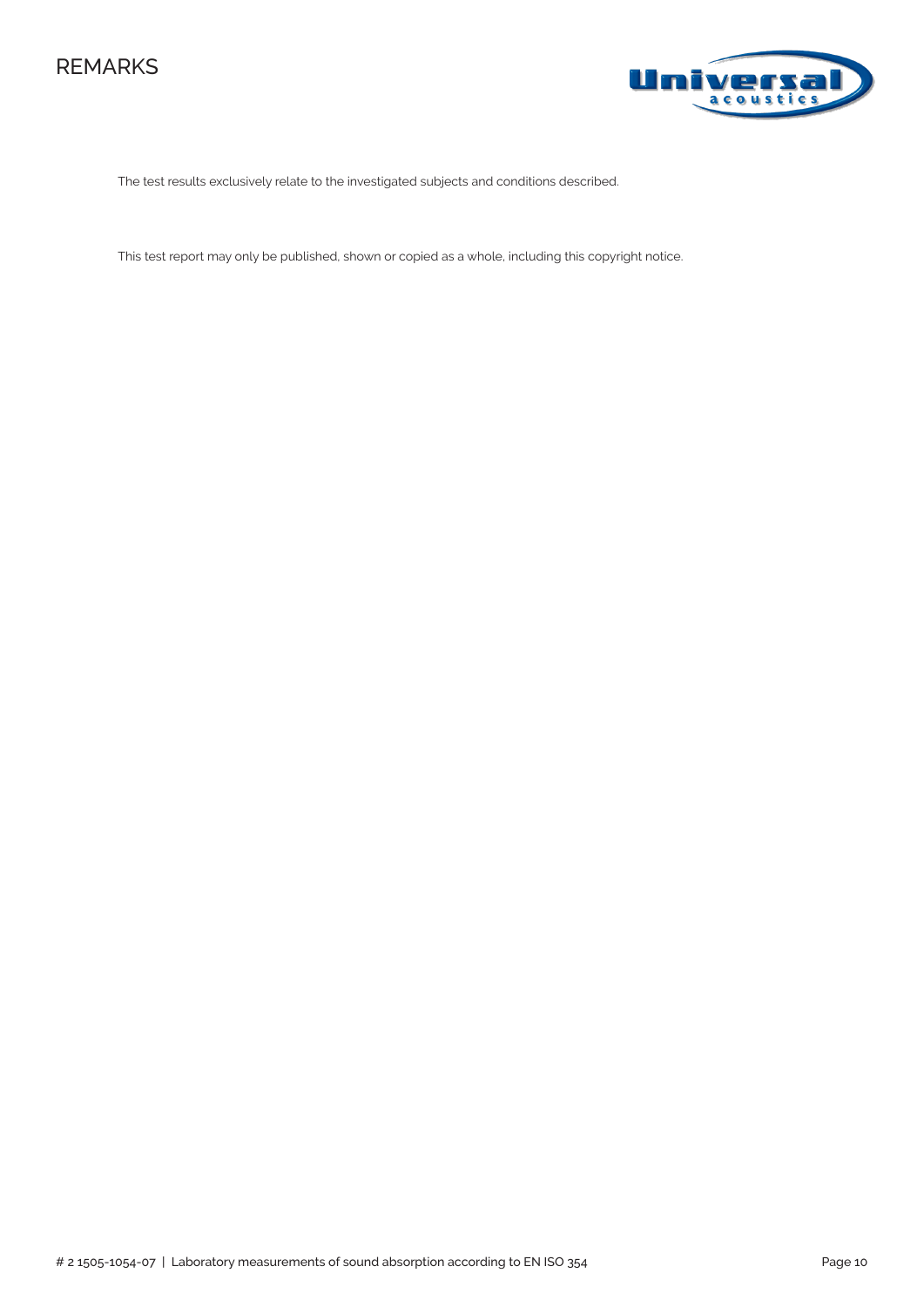# REMARKS

The test results exclusively relate to the investigated subjects and conditions described.

This test report may only be published, shown or copied as a whole, including this copyright notice.